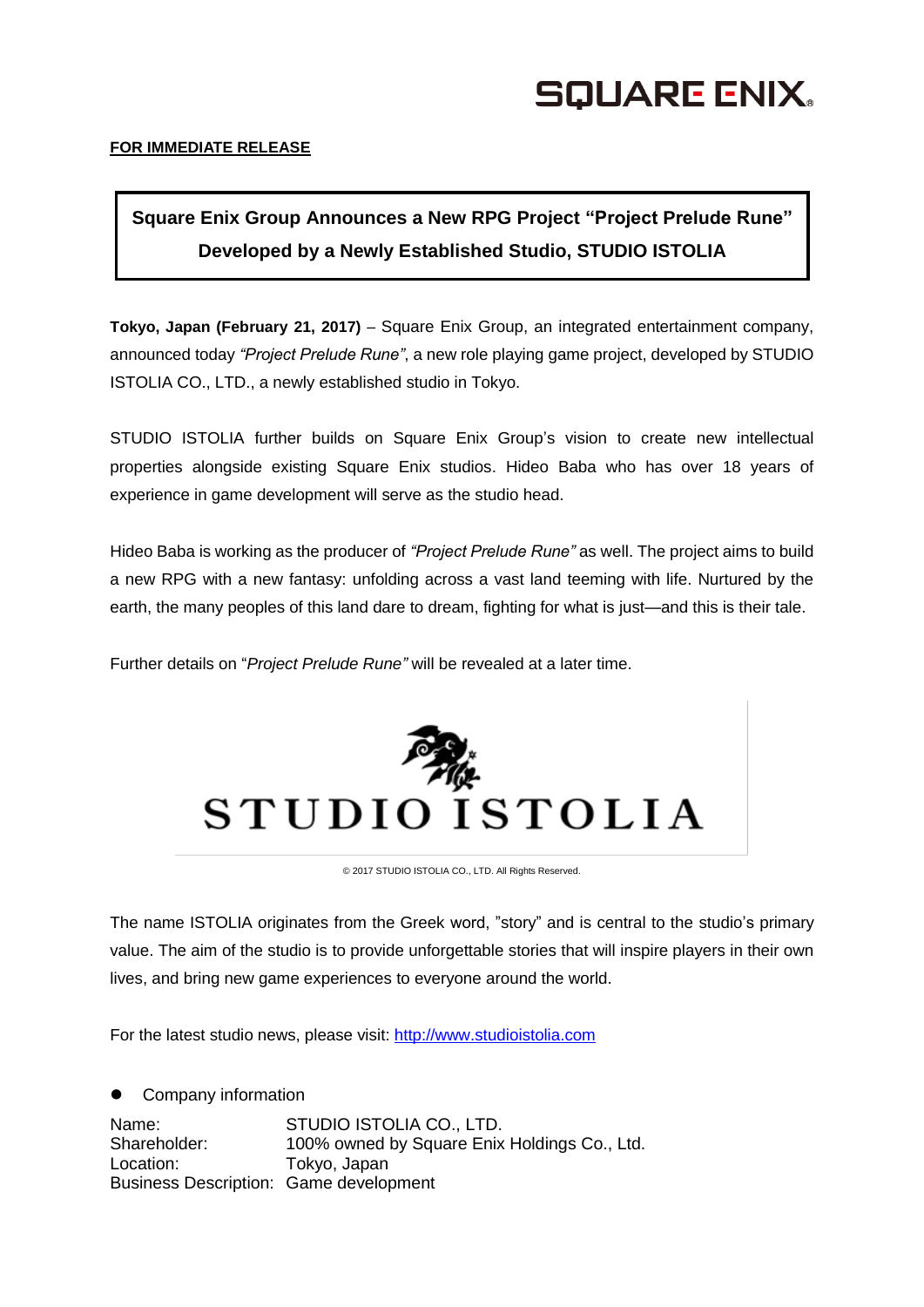SQUARE ENIX

**FOR IMMEDIATE RELEASE**

## Square Enix Group Announces a New RPG Project "Project Prelude Rune" Developed by a Newly Established Studio, STUDIO ISTOLIA

**Tokyo, Japan (February 21, 2017)** – Square Enix Group, an integrated entertainment company, announced today *"Project Prelude Rune"*, a new role playing game project, developed by STUDIO ISTOLIA CO., LTD., a newly established studio in Tokyo.

STUDIO ISTOLIA further builds on Square Enix Group's vision to create new intellectual properties alongside existing Square Enix studios. Hideo Baba who has over 18 years of experience in game development will serve as the studio head.

Hideo Baba is working as the producer of *"Project Prelude Rune"* as well. The project aims to build a new RPG with a new fantasy: unfolding across a vast land teeming with life. Nurtured by the earth, the many peoples of this land dare to dream, fighting for what is just—and this is their tale.

Further details on "*Project Prelude Rune"* will be revealed at a later time.

STUDIO ISTOLIA

© 2017 STUDIO ISTOLIA CO., LTD. All Rights Reserved.

The name ISTOLIA originates from the Greek word, "story" and is central to the studio's primary value. The aim of the studio is to provide unforgettable stories that will inspire players in their own lives, and bring new game experiences to everyone around the world.

For the latest studio news, please visit: http://www.studioistolia.com

- Company information

Name: STUDIO ISTOLIA CO., LTD.
Shareholder: 100% owned by Square Enix Holdings Co., Ltd.
Location: Tokyo, Japan
Business Description: Game development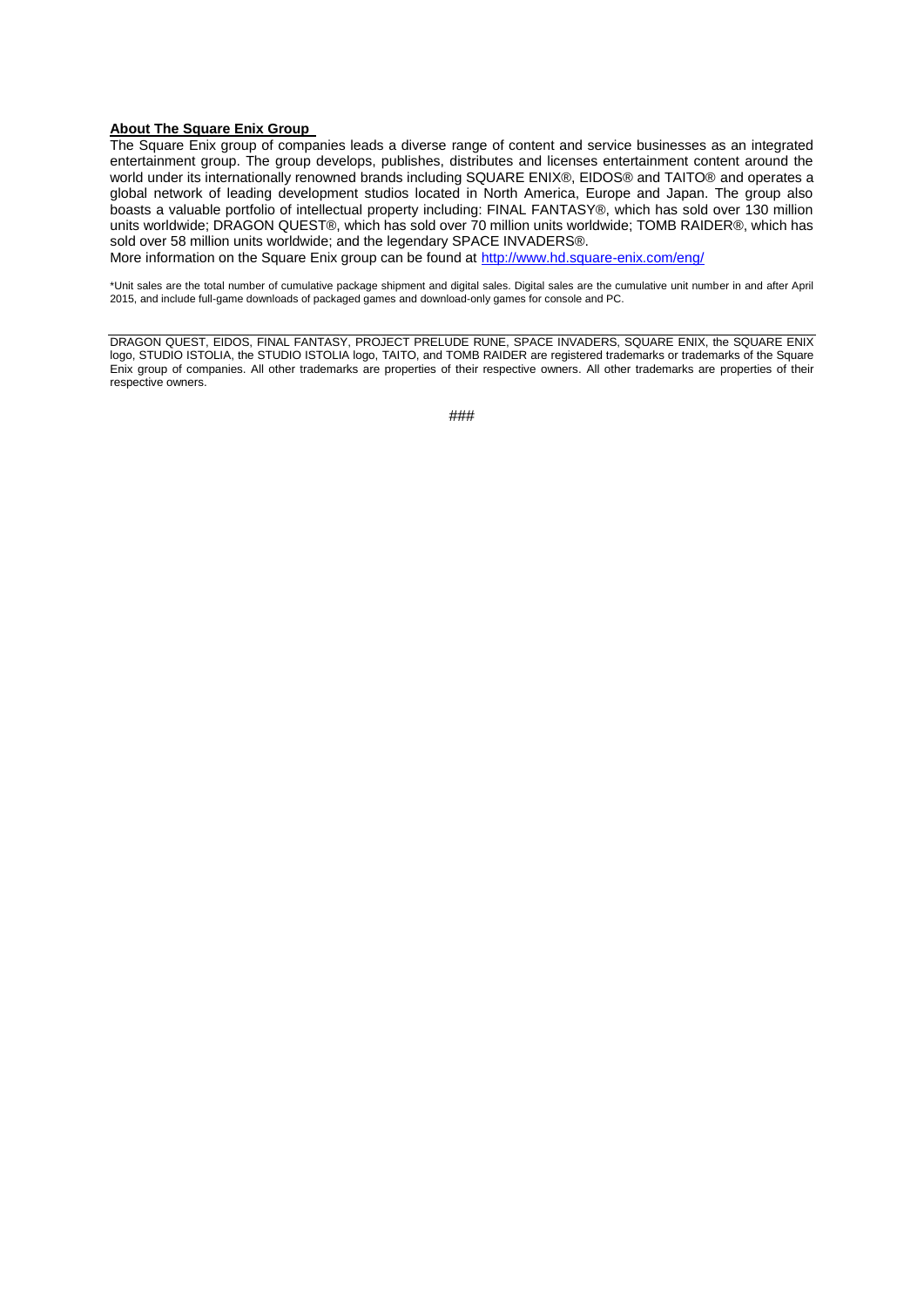**About The Square Enix Group**

The Square Enix group of companies leads a diverse range of content and service businesses as an integrated entertainment group. The group develops, publishes, distributes and licenses entertainment content around the world under its internationally renowned brands including SQUARE ENIX®, EIDOS® and TAITO® and operates a global network of leading development studios located in North America, Europe and Japan. The group also boasts a valuable portfolio of intellectual property including: FINAL FANTASY®, which has sold over 130 million units worldwide; DRAGON QUEST®, which has sold over 70 million units worldwide; TOMB RAIDER®, which has sold over 58 million units worldwide; and the legendary SPACE INVADERS®.
More information on the Square Enix group can be found at http://www.hd.square-enix.com/eng/

*Unit sales are the total number of cumulative package shipment and digital sales. Digital sales are the cumulative unit number in and after April 2015, and include full-game downloads of packaged games and download-only games for console and PC.

---

DRAGON QUEST, EIDOS, FINAL FANTASY, PROJECT PRELUDE RUNE, SPACE INVADERS, SQUARE ENIX, the SQUARE ENIX logo, STUDIO ISTOLIA, the STUDIO ISTOLIA logo, TAITO, and TOMB RAIDER are registered trademarks or trademarks of the Square Enix group of companies. All other trademarks are properties of their respective owners. All other trademarks are properties of their respective owners.

###